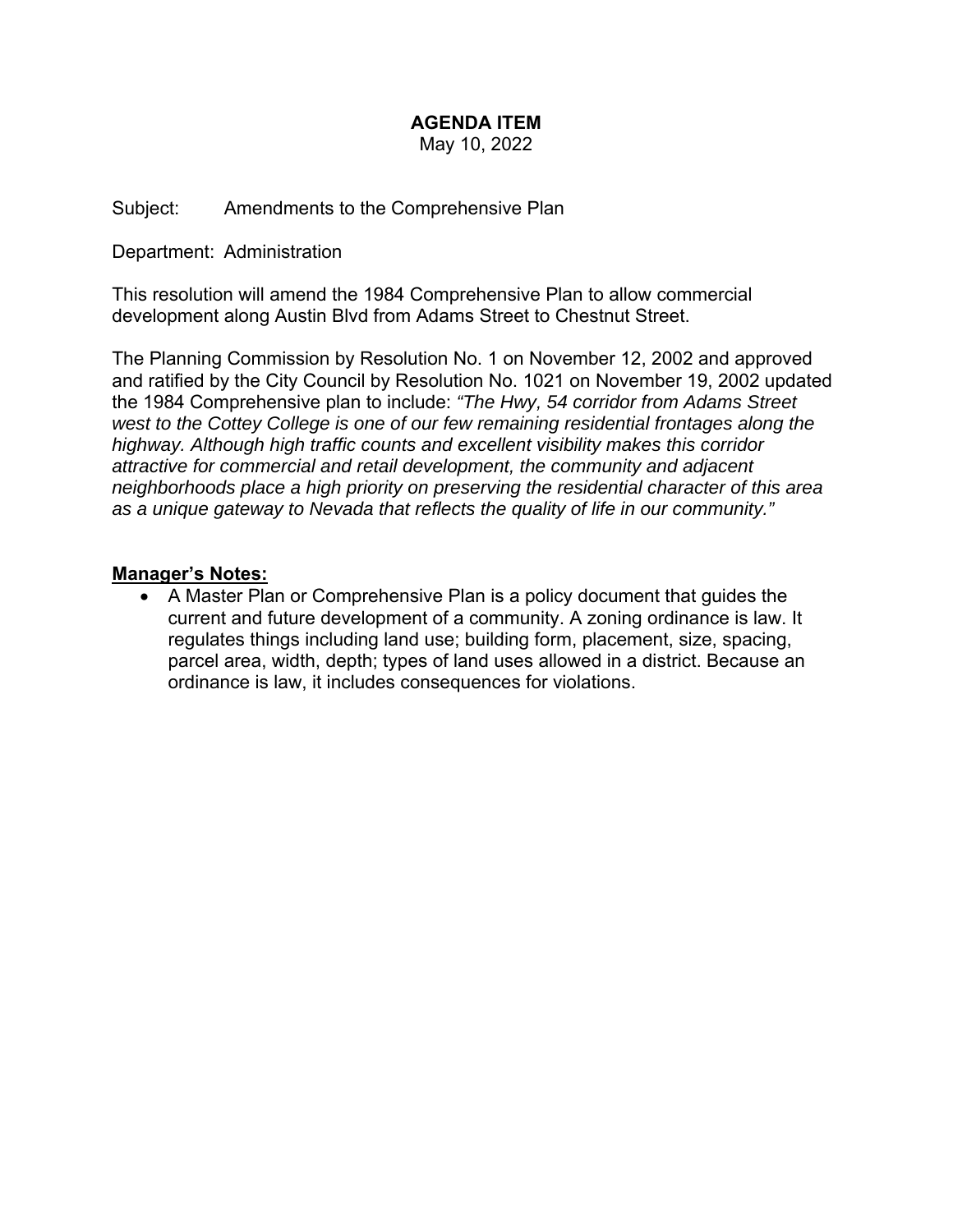# AGENDA ITEM

May 10, 2022

Subject: Amendments to the Comprehensive Plan

Department: Administration

This resolution will amend the 1984 Comprehensive Plan to allow commercial development along Austin Blvd from Adams Street to Chestnut Street.

The Planning Commission by Resolution No. 1 on November 12, 2002 and approved and ratified by the City Council by Resolution No. 1021 on November 19, 2002 updated the 1984 Comprehensive plan to include: *"The Hwy, 54 corridor from Adams Street west to the Cottey College is one of our few remaining residential frontages along the highway. Although high traffic counts and excellent visibility makes this corridor attractive for commercial and retail development, the community and adjacent neighborhoods place a high priority on preserving the residential character of this area as a unique gateway to Nevada that reflects the quality of life in our community."*

## Manager's Notes:

- A Master Plan or Comprehensive Plan is a policy document that guides the current and future development of a community. A zoning ordinance is law. It regulates things including land use; building form, placement, size, spacing, parcel area, width, depth; types of land uses allowed in a district. Because an ordinance is law, it includes consequences for violations.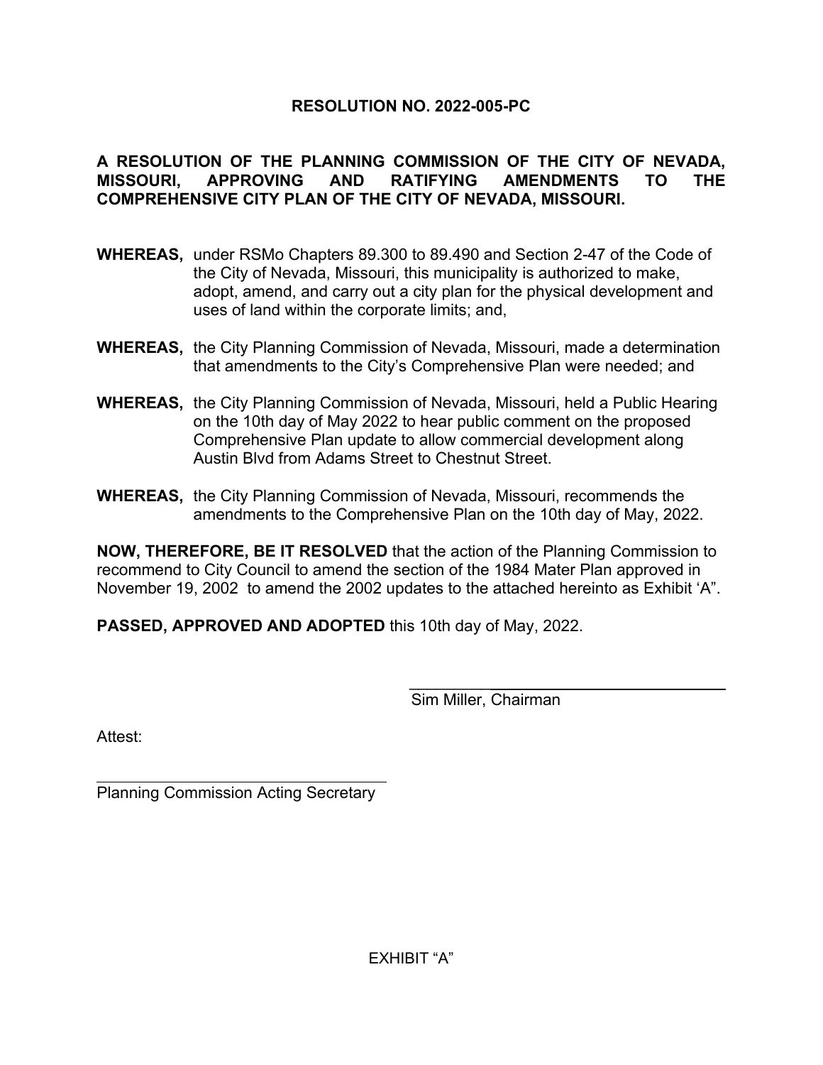**RESOLUTION NO. 2022-005-PC**

**A RESOLUTION OF THE PLANNING COMMISSION OF THE CITY OF NEVADA, MISSOURI, APPROVING AND RATIFYING AMENDMENTS TO THE COMPREHENSIVE CITY PLAN OF THE CITY OF NEVADA, MISSOURI.**

**WHEREAS,** under RSMo Chapters 89.300 to 89.490 and Section 2-47 of the Code of the City of Nevada, Missouri, this municipality is authorized to make, adopt, amend, and carry out a city plan for the physical development and uses of land within the corporate limits; and,

**WHEREAS,** the City Planning Commission of Nevada, Missouri, made a determination that amendments to the City's Comprehensive Plan were needed; and

**WHEREAS,** the City Planning Commission of Nevada, Missouri, held a Public Hearing on the 10th day of May 2022 to hear public comment on the proposed Comprehensive Plan update to allow commercial development along Austin Blvd from Adams Street to Chestnut Street.

**WHEREAS,** the City Planning Commission of Nevada, Missouri, recommends the amendments to the Comprehensive Plan on the 10th day of May, 2022.

**NOW, THEREFORE, BE IT RESOLVED** that the action of the Planning Commission to recommend to City Council to amend the section of the 1984 Mater Plan approved in November 19, 2002 to amend the 2002 updates to the attached hereinto as Exhibit 'A".

**PASSED, APPROVED AND ADOPTED** this 10th day of May, 2022.

\_\_\_\_\_\_\_\_\_\_\_\_\_\_\_\_\_\_\_\_\_\_\_\_\_\_\_\_\_\_\_\_

Sim Miller, Chairman

Attest:

\_\_\_\_\_\_\_\_\_\_\_\_\_\_\_\_\_\_\_\_\_\_\_\_\_\_\_\_\_\_\_\_

Planning Commission Acting Secretary

EXHIBIT "A"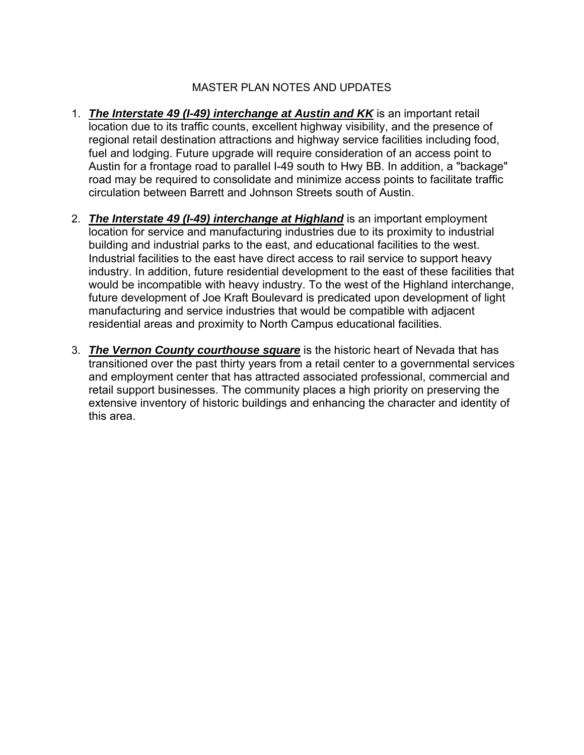MASTER PLAN NOTES AND UPDATES

1. ***The Interstate 49 (I-49) interchange at Austin and KK*** is an important retail location due to its traffic counts, excellent highway visibility, and the presence of regional retail destination attractions and highway service facilities including food, fuel and lodging. Future upgrade will require consideration of an access point to Austin for a frontage road to parallel I-49 south to Hwy BB. In addition, a "backage" road may be required to consolidate and minimize access points to facilitate traffic circulation between Barrett and Johnson Streets south of Austin.

2. ***The Interstate 49 (I-49) interchange at Highland*** is an important employment location for service and manufacturing industries due to its proximity to industrial building and industrial parks to the east, and educational facilities to the west. Industrial facilities to the east have direct access to rail service to support heavy industry. In addition, future residential development to the east of these facilities that would be incompatible with heavy industry. To the west of the Highland interchange, future development of Joe Kraft Boulevard is predicated upon development of light manufacturing and service industries that would be compatible with adjacent residential areas and proximity to North Campus educational facilities.

3. ***The Vernon County courthouse square*** is the historic heart of Nevada that has transitioned over the past thirty years from a retail center to a governmental services and employment center that has attracted associated professional, commercial and retail support businesses. The community places a high priority on preserving the extensive inventory of historic buildings and enhancing the character and identity of this area.